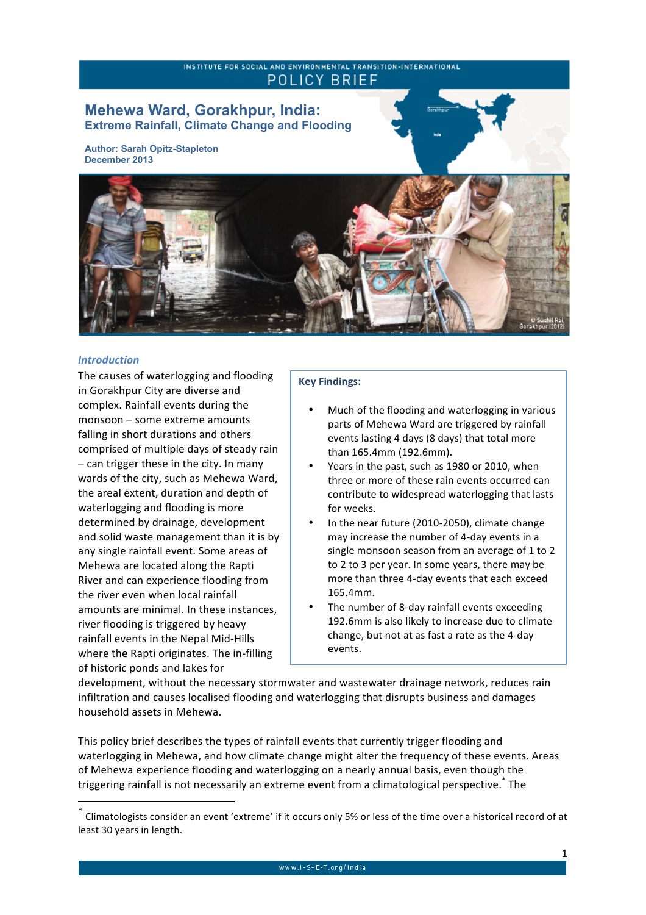INSTITUTE FOR SOCIAL AND ENVIRONMENTAL TRANSITION-INTERNATIONAL

POLICY BRIEF

# Mehewa Ward, Gorakhpur, India:
## Extreme Rainfall, Climate Change and Flooding

**Author: Sarah Opitz-Stapleton**
**December 2013**

### *Introduction*

The causes of waterlogging and flooding in Gorakhpur City are diverse and complex. Rainfall events during the monsoon – some extreme amounts falling in short durations and others comprised of multiple days of steady rain – can trigger these in the city. In many wards of the city, such as Mehewa Ward, the areal extent, duration and depth of waterlogging and flooding is more determined by drainage, development and solid waste management than it is by any single rainfall event. Some areas of Mehewa are located along the Rapti River and can experience flooding from the river even when local rainfall amounts are minimal. In these instances, river flooding is triggered by heavy rainfall events in the Nepal Mid-Hills where the Rapti originates. The in-filling of historic ponds and lakes for development, without the necessary stormwater and wastewater drainage network, reduces rain infiltration and causes localised flooding and waterlogging that disrupts business and damages household assets in Mehewa.

**Key Findings:**

- Much of the flooding and waterlogging in various parts of Mehewa Ward are triggered by rainfall events lasting 4 days (8 days) that total more than 165.4mm (192.6mm).
- Years in the past, such as 1980 or 2010, when three or more of these rain events occurred can contribute to widespread waterlogging that lasts for weeks.
- In the near future (2010-2050), climate change may increase the number of 4-day events in a single monsoon season from an average of 1 to 2 to 2 to 3 per year. In some years, there may be more than three 4-day events that each exceed 165.4mm.
- The number of 8-day rainfall events exceeding 192.6mm is also likely to increase due to climate change, but not at as fast a rate as the 4-day events.

This policy brief describes the types of rainfall events that currently trigger flooding and waterlogging in Mehewa, and how climate change might alter the frequency of these events. Areas of Mehewa experience flooding and waterlogging on a nearly annual basis, even though the triggering rainfall is not necessarily an extreme event from a climatological perspective.* The

* Climatologists consider an event 'extreme' if it occurs only 5% or less of the time over a historical record of at least 30 years in length.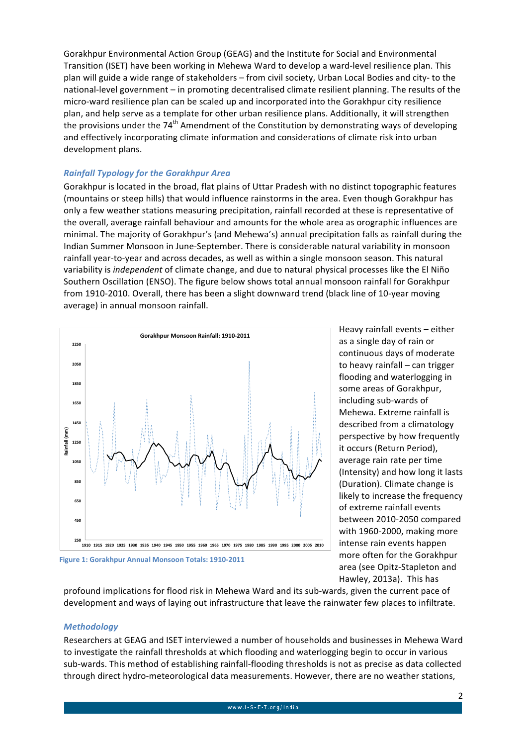Gorakhpur Environmental Action Group (GEAG) and the Institute for Social and Environmental Transition (ISET) have been working in Mehewa Ward to develop a ward-level resilience plan. This plan will guide a wide range of stakeholders – from civil society, Urban Local Bodies and city- to the national-level government – in promoting decentralised climate resilient planning. The results of the micro-ward resilience plan can be scaled up and incorporated into the Gorakhpur city resilience plan, and help serve as a template for other urban resilience plans. Additionally, it will strengthen the provisions under the 74th Amendment of the Constitution by demonstrating ways of developing and effectively incorporating climate information and considerations of climate risk into urban development plans.

### *Rainfall Typology for the Gorakhpur Area*

Gorakhpur is located in the broad, flat plains of Uttar Pradesh with no distinct topographic features (mountains or steep hills) that would influence rainstorms in the area. Even though Gorakhpur has only a few weather stations measuring precipitation, rainfall recorded at these is representative of the overall, average rainfall behaviour and amounts for the whole area as orographic influences are minimal. The majority of Gorakhpur's (and Mehewa's) annual precipitation falls as rainfall during the Indian Summer Monsoon in June-September. There is considerable natural variability in monsoon rainfall year-to-year and across decades, as well as within a single monsoon season. This natural variability is *independent* of climate change, and due to natural physical processes like the El Niño Southern Oscillation (ENSO). The figure below shows total annual monsoon rainfall for Gorakhpur from 1910-2010. Overall, there has been a slight downward trend (black line of 10-year moving average) in annual monsoon rainfall.

Figure 1: Gorakhpur Annual Monsoon Totals: 1910-2011

Heavy rainfall events – either as a single day of rain or continuous days of moderate to heavy rainfall – can trigger flooding and waterlogging in some areas of Gorakhpur, including sub-wards of Mehewa. Extreme rainfall is described from a climatology perspective by how frequently it occurs (Return Period), average rain rate per time (Intensity) and how long it lasts (Duration). Climate change is likely to increase the frequency of extreme rainfall events between 2010-2050 compared with 1960-2000, making more intense rain events happen more often for the Gorakhpur area (see Opitz-Stapleton and Hawley, 2013a). This has profound implications for flood risk in Mehewa Ward and its sub-wards, given the current pace of development and ways of laying out infrastructure that leave the rainwater few places to infiltrate.

### *Methodology*

Researchers at GEAG and ISET interviewed a number of households and businesses in Mehewa Ward to investigate the rainfall thresholds at which flooding and waterlogging begin to occur in various sub-wards. This method of establishing rainfall-flooding thresholds is not as precise as data collected through direct hydro-meteorological data measurements. However, there are no weather stations,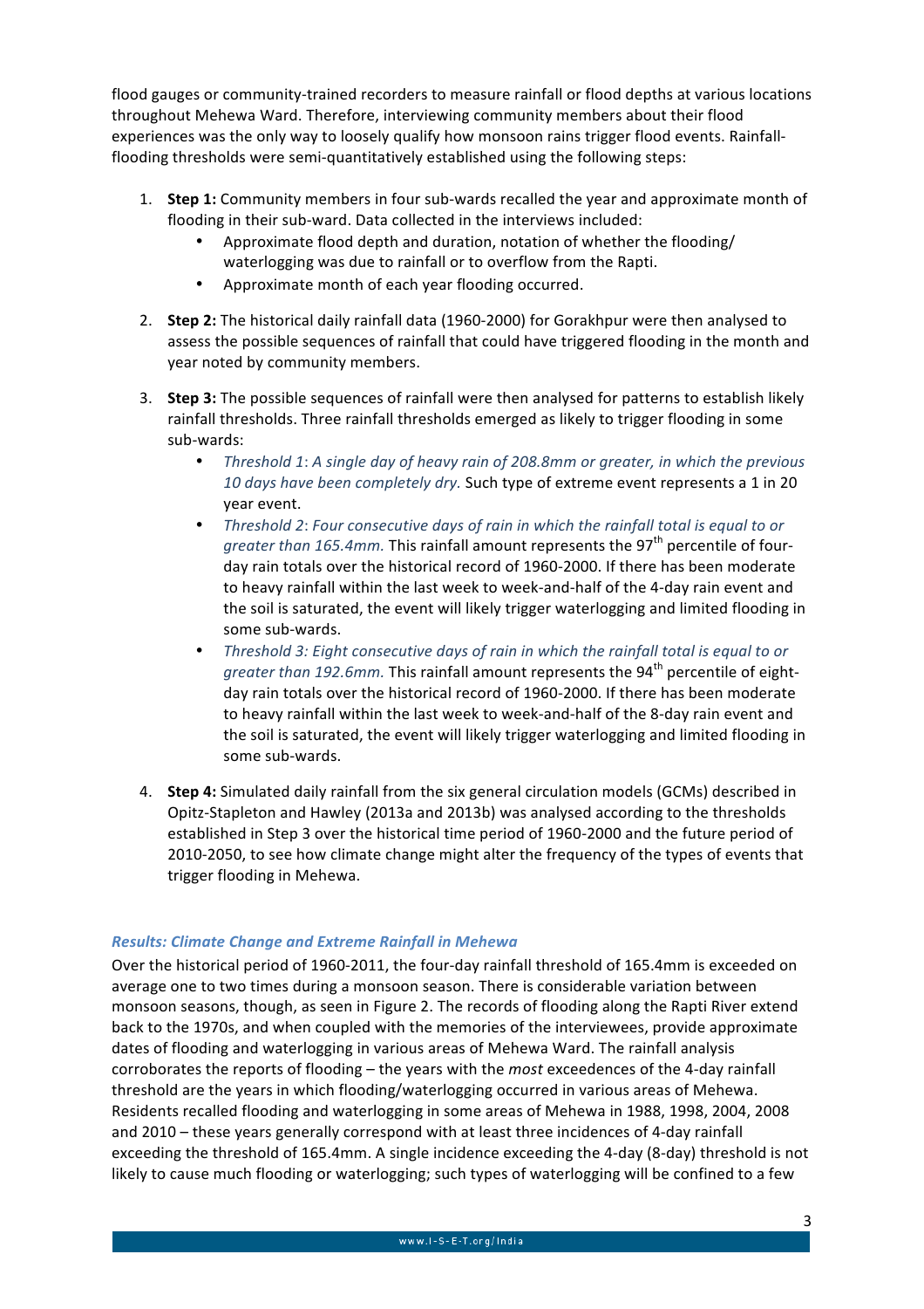flood gauges or community-trained recorders to measure rainfall or flood depths at various locations throughout Mehewa Ward. Therefore, interviewing community members about their flood experiences was the only way to loosely qualify how monsoon rains trigger flood events. Rainfall-flooding thresholds were semi-quantitatively established using the following steps:

1. **Step 1:** Community members in four sub-wards recalled the year and approximate month of flooding in their sub-ward. Data collected in the interviews included:
   - Approximate flood depth and duration, notation of whether the flooding/ waterlogging was due to rainfall or to overflow from the Rapti.
   - Approximate month of each year flooding occurred.

2. **Step 2:** The historical daily rainfall data (1960-2000) for Gorakhpur were then analysed to assess the possible sequences of rainfall that could have triggered flooding in the month and year noted by community members.

3. **Step 3:** The possible sequences of rainfall were then analysed for patterns to establish likely rainfall thresholds. Three rainfall thresholds emerged as likely to trigger flooding in some sub-wards:
   - *Threshold 1: A single day of heavy rain of 208.8mm or greater, in which the previous 10 days have been completely dry.* Such type of extreme event represents a 1 in 20 year event.
   - *Threshold 2: Four consecutive days of rain in which the rainfall total is equal to or greater than 165.4mm.* This rainfall amount represents the 97th percentile of four-day rain totals over the historical record of 1960-2000. If there has been moderate to heavy rainfall within the last week to week-and-half of the 4-day rain event and the soil is saturated, the event will likely trigger waterlogging and limited flooding in some sub-wards.
   - *Threshold 3: Eight consecutive days of rain in which the rainfall total is equal to or greater than 192.6mm.* This rainfall amount represents the 94th percentile of eight-day rain totals over the historical record of 1960-2000. If there has been moderate to heavy rainfall within the last week to week-and-half of the 8-day rain event and the soil is saturated, the event will likely trigger waterlogging and limited flooding in some sub-wards.

4. **Step 4:** Simulated daily rainfall from the six general circulation models (GCMs) described in Opitz-Stapleton and Hawley (2013a and 2013b) was analysed according to the thresholds established in Step 3 over the historical time period of 1960-2000 and the future period of 2010-2050, to see how climate change might alter the frequency of the types of events that trigger flooding in Mehewa.

### *Results: Climate Change and Extreme Rainfall in Mehewa*

Over the historical period of 1960-2011, the four-day rainfall threshold of 165.4mm is exceeded on average one to two times during a monsoon season. There is considerable variation between monsoon seasons, though, as seen in Figure 2. The records of flooding along the Rapti River extend back to the 1970s, and when coupled with the memories of the interviewees, provide approximate dates of flooding and waterlogging in various areas of Mehewa Ward. The rainfall analysis corroborates the reports of flooding – the years with the *most* exceedences of the 4-day rainfall threshold are the years in which flooding/waterlogging occurred in various areas of Mehewa. Residents recalled flooding and waterlogging in some areas of Mehewa in 1988, 1998, 2004, 2008 and 2010 – these years generally correspond with at least three incidences of 4-day rainfall exceeding the threshold of 165.4mm. A single incidence exceeding the 4-day (8-day) threshold is not likely to cause much flooding or waterlogging; such types of waterlogging will be confined to a few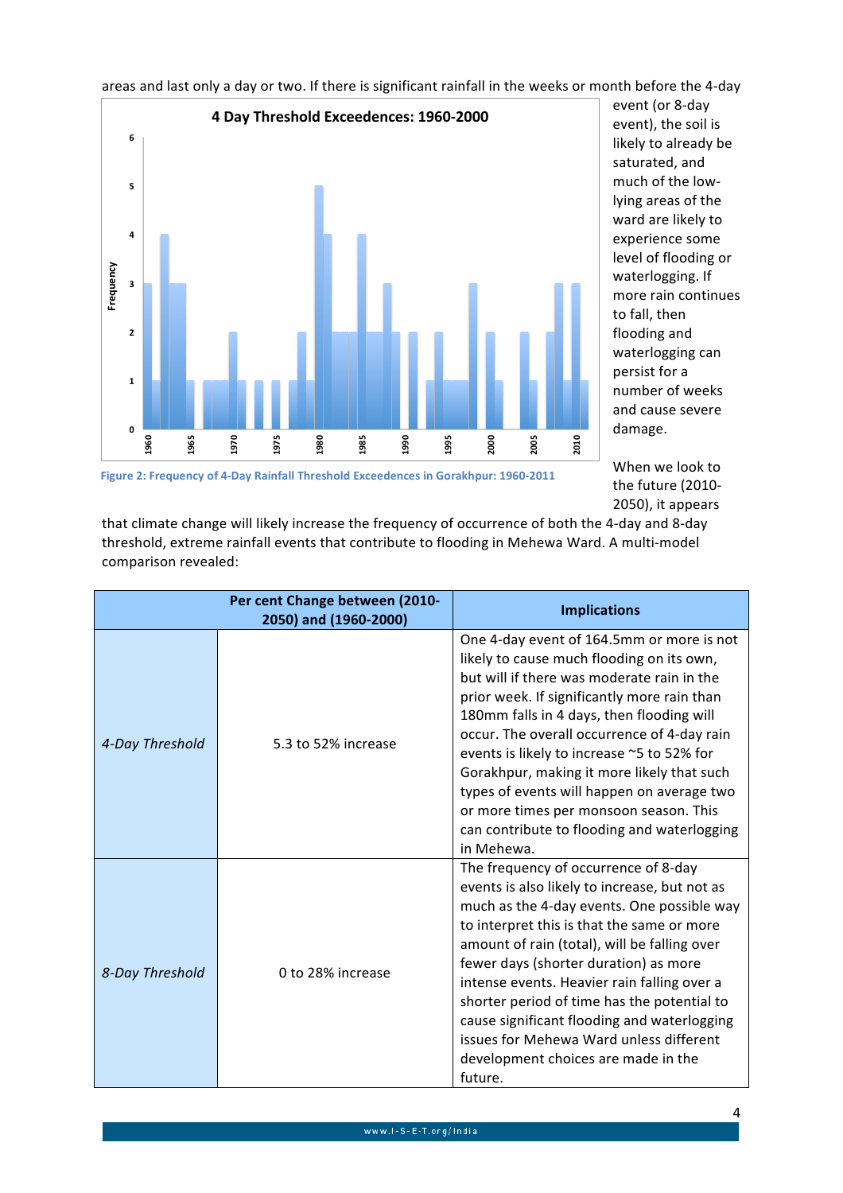areas and last only a day or two. If there is significant rainfall in the weeks or month before the 4-day event (or 8-day event), the soil is likely to already be saturated, and much of the low-lying areas of the ward are likely to experience some level of flooding or waterlogging. If more rain continues to fall, then flooding and waterlogging can persist for a number of weeks and cause severe damage.

Figure 2: Frequency of 4-Day Rainfall Threshold Exceedences in Gorakhpur: 1960-2011

When we look to the future (2010-2050), it appears that climate change will likely increase the frequency of occurrence of both the 4-day and 8-day threshold, extreme rainfall events that contribute to flooding in Mehewa Ward. A multi-model comparison revealed:

| Per cent Change between (2010-2050) and (1960-2000) | | Implications |
|---|---|---|
| *4-Day Threshold* | 5.3 to 52% increase | One 4-day event of 164.5mm or more is not likely to cause much flooding on its own, but will if there was moderate rain in the prior week. If significantly more rain than 180mm falls in 4 days, then flooding will occur. The overall occurrence of 4-day rain events is likely to increase ~5 to 52% for Gorakhpur, making it more likely that such types of events will happen on average two or more times per monsoon season. This can contribute to flooding and waterlogging in Mehewa. |
| *8-Day Threshold* | 0 to 28% increase | The frequency of occurrence of 8-day events is also likely to increase, but not as much as the 4-day events. One possible way to interpret this is that the same or more amount of rain (total), will be falling over fewer days (shorter duration) as more intense events. Heavier rain falling over a shorter period of time has the potential to cause significant flooding and waterlogging issues for Mehewa Ward unless different development choices are made in the future. |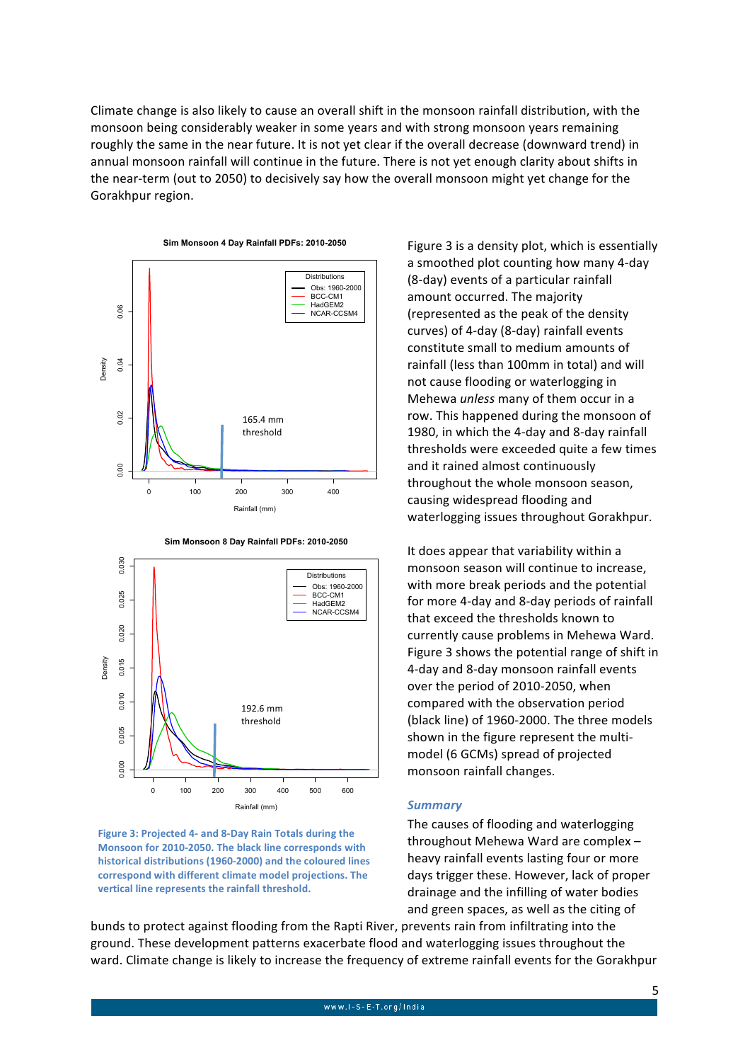Climate change is also likely to cause an overall shift in the monsoon rainfall distribution, with the monsoon being considerably weaker in some years and with strong monsoon years remaining roughly the same in the near future. It is not yet clear if the overall decrease (downward trend) in annual monsoon rainfall will continue in the future. There is not yet enough clarity about shifts in the near-term (out to 2050) to decisively say how the overall monsoon might yet change for the Gorakhpur region.

Figure 3: Projected 4- and 8-Day Rain Totals during the Monsoon for 2010-2050. The black line corresponds with historical distributions (1960-2000) and the coloured lines correspond with different climate model projections. The vertical line represents the rainfall threshold.

Figure 3 is a density plot, which is essentially a smoothed plot counting how many 4-day (8-day) events of a particular rainfall amount occurred. The majority (represented as the peak of the density curves) of 4-day (8-day) rainfall events constitute small to medium amounts of rainfall (less than 100mm in total) and will not cause flooding or waterlogging in Mehewa *unless* many of them occur in a row. This happened during the monsoon of 1980, in which the 4-day and 8-day rainfall thresholds were exceeded quite a few times and it rained almost continuously throughout the whole monsoon season, causing widespread flooding and waterlogging issues throughout Gorakhpur.

It does appear that variability within a monsoon season will continue to increase, with more break periods and the potential for more 4-day and 8-day periods of rainfall that exceed the thresholds known to currently cause problems in Mehewa Ward. Figure 3 shows the potential range of shift in 4-day and 8-day monsoon rainfall events over the period of 2010-2050, when compared with the observation period (black line) of 1960-2000. The three models shown in the figure represent the multi-model (6 GCMs) spread of projected monsoon rainfall changes.

### *Summary*

The causes of flooding and waterlogging throughout Mehewa Ward are complex – heavy rainfall events lasting four or more days trigger these. However, lack of proper drainage and the infilling of water bodies and green spaces, as well as the citing of bunds to protect against flooding from the Rapti River, prevents rain from infiltrating into the ground. These development patterns exacerbate flood and waterlogging issues throughout the ward. Climate change is likely to increase the frequency of extreme rainfall events for the Gorakhpur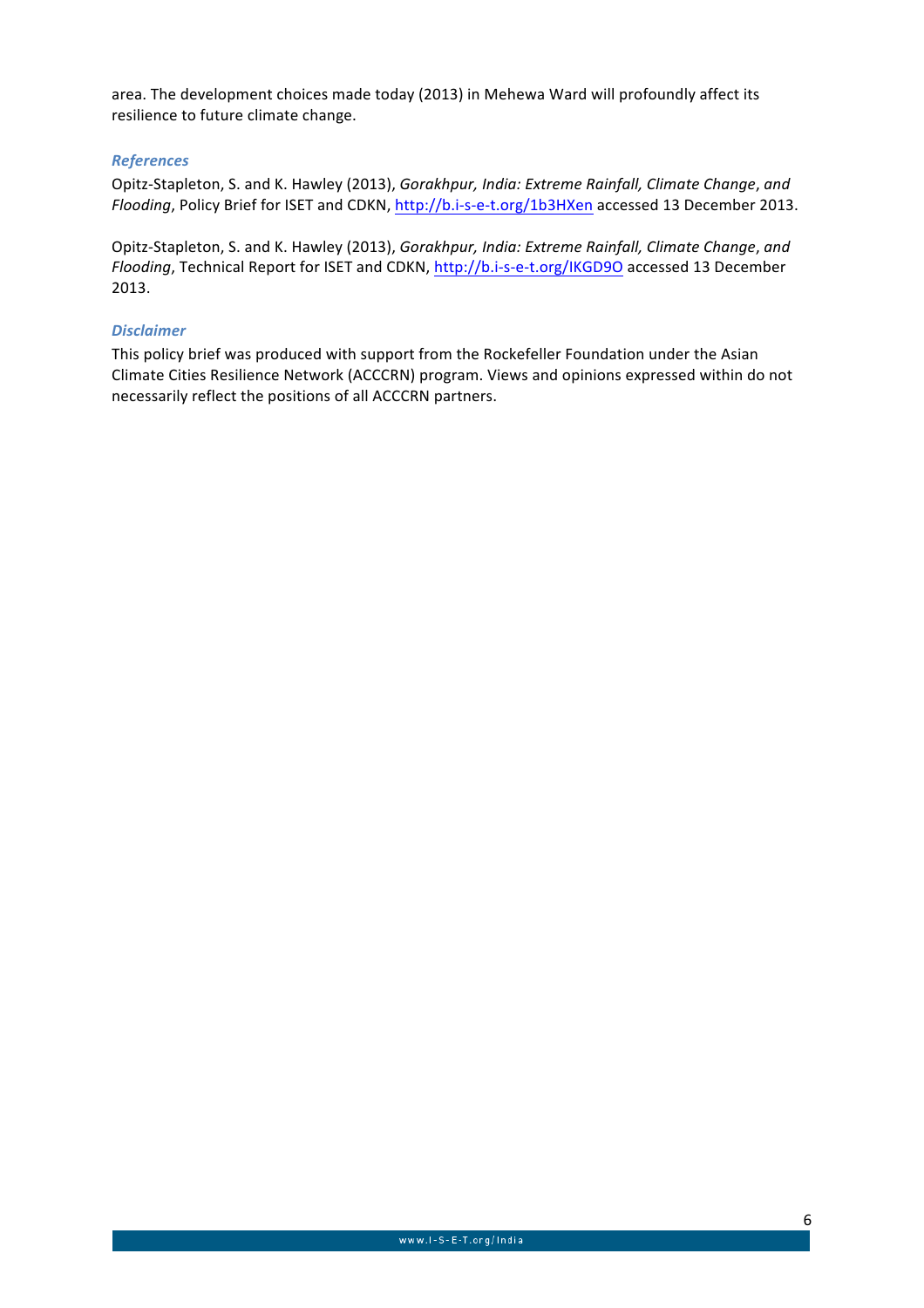area. The development choices made today (2013) in Mehewa Ward will profoundly affect its resilience to future climate change.

### *References*

Opitz-Stapleton, S. and K. Hawley (2013), *Gorakhpur, India: Extreme Rainfall, Climate Change*, *and Flooding*, Policy Brief for ISET and CDKN, http://b.i-s-e-t.org/1b3HXen accessed 13 December 2013.

Opitz-Stapleton, S. and K. Hawley (2013), *Gorakhpur, India: Extreme Rainfall, Climate Change*, *and Flooding*, Technical Report for ISET and CDKN, http://b.i-s-e-t.org/IKGD9O accessed 13 December 2013.

### *Disclaimer*

This policy brief was produced with support from the Rockefeller Foundation under the Asian Climate Cities Resilience Network (ACCCRN) program. Views and opinions expressed within do not necessarily reflect the positions of all ACCCRN partners.